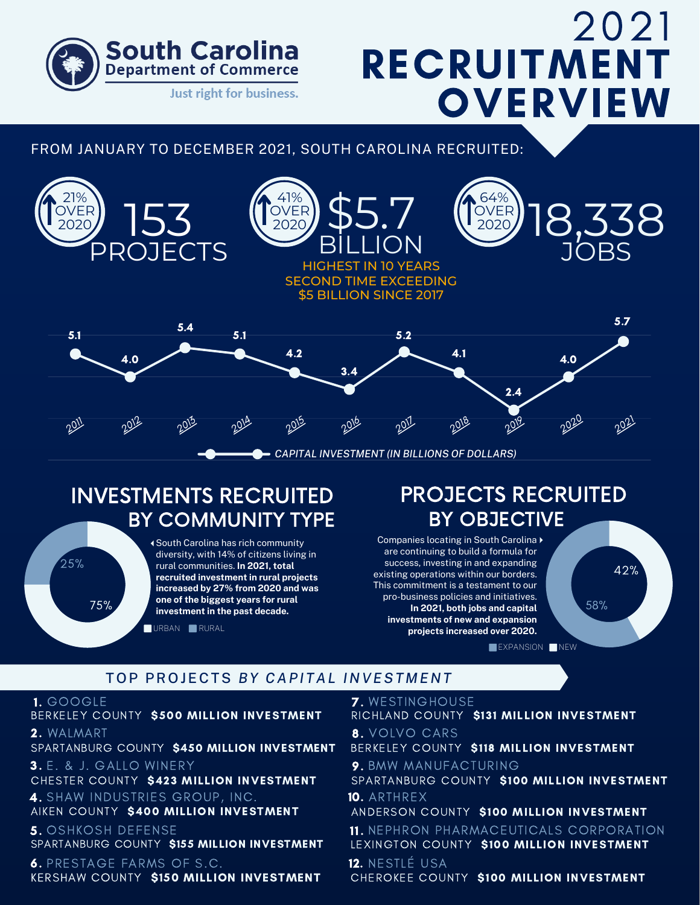South Carolina Department of Commerce

Just right for business.

# 2021 RECRUITMENT OVERVIEW

FROM JANUARY TO DECEMBER 2021, SOUTH CAROLINA RECRUITED:

**153 PROJECTS** — 21% OVER 2020

**$5.7 BILLION** — 41% OVER 2020

HIGHEST IN 10 YEARS
SECOND TIME EXCEEDING $5 BILLION SINCE 2017

**18,338 JOBS** — 64% OVER 2020

*CAPITAL INVESTMENT (IN BILLIONS OF DOLLARS)*

| Year | 2011 | 2012 | 2013 | 2014 | 2015 | 2016 | 2017 | 2018 | 2019 | 2020 | 2021 |
|---|---|---|---|---|---|---|---|---|---|---|---|
| Capital Investment | 5.1 | 4.0 | 5.4 | 5.1 | 4.2 | 3.4 | 5.2 | 4.1 | 2.4 | 4.0 | 5.7 |

## INVESTMENTS RECRUITED BY COMMUNITY TYPE

South Carolina has rich community diversity, with 14% of citizens living in rural communities. **In 2021, total recruited investment in rural projects increased by 27% from 2020 and was one of the biggest years for rural investment in the past decade.**

| Community Type | Share |
|---|---|
| Urban | 75% |
| Rural | 25% |

## PROJECTS RECRUITED BY OBJECTIVE

Companies locating in South Carolina are continuing to build a formula for success, investing in and expanding existing operations within our borders. This commitment is a testament to our pro-business policies and initiatives. **In 2021, both jobs and capital investments of new and expansion projects increased over 2020.**

| Objective | Share |
|---|---|
| Expansion | 58% |
| New | 42% |

## TOP PROJECTS *BY CAPITAL INVESTMENT*

1. GOOGLE
BERKELEY COUNTY **$500 MILLION INVESTMENT**
2. WALMART
SPARTANBURG COUNTY **$450 MILLION INVESTMENT**
3. E. & J. GALLO WINERY
CHESTER COUNTY **$423 MILLION INVESTMENT**
4. SHAW INDUSTRIES GROUP, INC.
AIKEN COUNTY **$400 MILLION INVESTMENT**
5. OSHKOSH DEFENSE
SPARTANBURG COUNTY **$155 MILLION INVESTMENT**
6. PRESTAGE FARMS OF S.C.
KERSHAW COUNTY **$150 MILLION INVESTMENT**
7. WESTINGHOUSE
RICHLAND COUNTY **$131 MILLION INVESTMENT**
8. VOLVO CARS
BERKELEY COUNTY **$118 MILLION INVESTMENT**
9. BMW MANUFACTURING
SPARTANBURG COUNTY **$100 MILLION INVESTMENT**
10. ARTHREX
ANDERSON COUNTY **$100 MILLION INVESTMENT**
11. NEPHRON PHARMACEUTICALS CORPORATION
LEXINGTON COUNTY **$100 MILLION INVESTMENT**
12. NESTLÉ USA
CHEROKEE COUNTY **$100 MILLION INVESTMENT**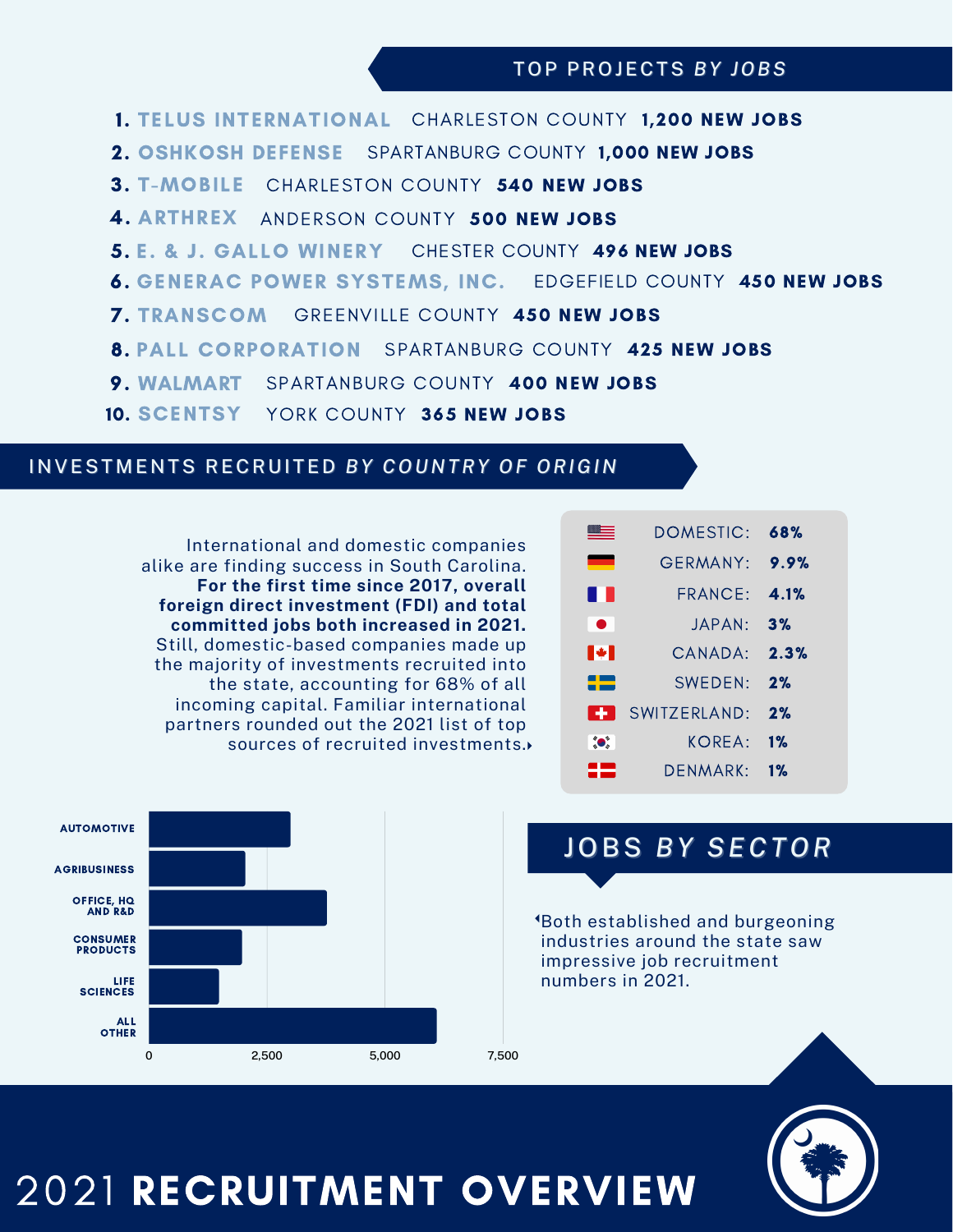## TOP PROJECTS *BY JOBS*

1. **TELUS INTERNATIONAL** CHARLESTON COUNTY **1,200 NEW JOBS**
2. **OSHKOSH DEFENSE** SPARTANBURG COUNTY **1,000 NEW JOBS**
3. **T-MOBILE** CHARLESTON COUNTY **540 NEW JOBS**
4. **ARTHREX** ANDERSON COUNTY **500 NEW JOBS**
5. **E. & J. GALLO WINERY** CHESTER COUNTY **496 NEW JOBS**
6. **GENERAC POWER SYSTEMS, INC.** EDGEFIELD COUNTY **450 NEW JOBS**
7. **TRANSCOM** GREENVILLE COUNTY **450 NEW JOBS**
8. **PALL CORPORATION** SPARTANBURG COUNTY **425 NEW JOBS**
9. **WALMART** SPARTANBURG COUNTY **400 NEW JOBS**
10. **SCENTSY** YORK COUNTY **365 NEW JOBS**

## INVESTMENTS RECRUITED *BY COUNTRY OF ORIGIN*

International and domestic companies alike are finding success in South Carolina. **For the first time since 2017, overall foreign direct investment (FDI) and total committed jobs both increased in 2021.** Still, domestic-based companies made up the majority of investments recruited into the state, accounting for 68% of all incoming capital. Familiar international partners rounded out the 2021 list of top sources of recruited investments.

| | |
|---|---|
| DOMESTIC: | **68%** |
| GERMANY: | **9.9%** |
| FRANCE: | **4.1%** |
| JAPAN: | **3%** |
| CANADA: | **2.3%** |
| SWEDEN: | **2%** |
| SWITZERLAND: | **2%** |
| KOREA: | **1%** |
| DENMARK: | **1%** |

## JOBS *BY SECTOR*

AUTOMOTIVE
AGRIBUSINESS
OFFICE, HQ AND R&D
CONSUMER PRODUCTS
LIFE SCIENCES
ALL OTHER

0
2,500
5,000
7,500

Both established and burgeoning industries around the state saw impressive job recruitment numbers in 2021.

# 2021 **RECRUITMENT OVERVIEW**